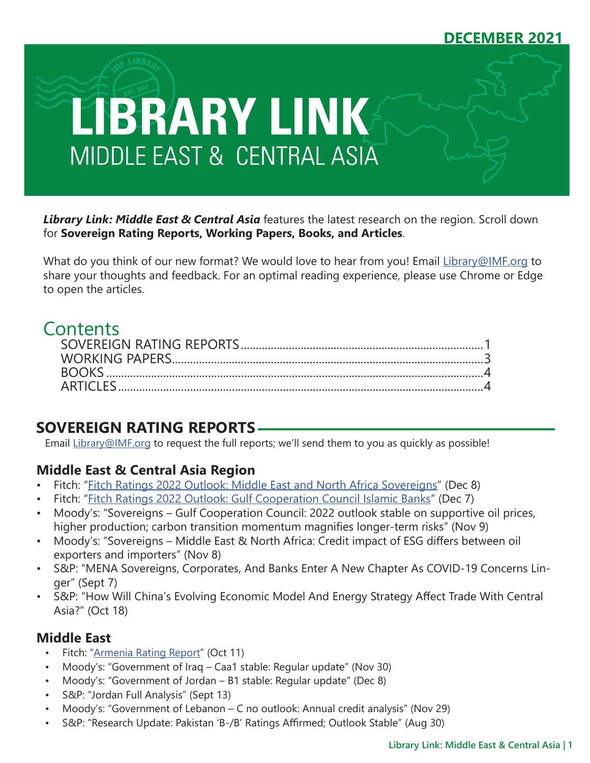DECEMBER 2021

# LIBRARY LINK
## MIDDLE EAST & CENTRAL ASIA

***Library Link: Middle East & Central Asia*** features the latest research on the region. Scroll down for **Sovereign Rating Reports, Working Papers, Books, and Articles**.

What do you think of our new format? We would love to hear from you! Email Library@IMF.org to share your thoughts and feedback. For an optimal reading experience, please use Chrome or Edge to open the articles.

## Contents

- SOVEREIGN RATING REPORTS....1
- WORKING PAPERS....3
- BOOKS....4
- ARTICLES....4

## SOVEREIGN RATING REPORTS

Email Library@IMF.org to request the full reports; we'll send them to you as quickly as possible!

### Middle East & Central Asia Region

- Fitch: "Fitch Ratings 2022 Outlook: Middle East and North Africa Sovereigns" (Dec 8)
- Fitch: "Fitch Ratings 2022 Outlook: Gulf Cooperation Council Islamic Banks" (Dec 7)
- Moody's: "Sovereigns – Gulf Cooperation Council: 2022 outlook stable on supportive oil prices, higher production; carbon transition momentum magnifies longer-term risks" (Nov 9)
- Moody's: "Sovereigns – Middle East & North Africa: Credit impact of ESG differs between oil exporters and importers" (Nov 8)
- S&P: "MENA Sovereigns, Corporates, And Banks Enter A New Chapter As COVID-19 Concerns Linger" (Sept 7)
- S&P: "How Will China's Evolving Economic Model And Energy Strategy Affect Trade With Central Asia?" (Oct 18)

### Middle East

- Fitch: "Armenia Rating Report" (Oct 11)
- Moody's: "Government of Iraq – Caa1 stable: Regular update" (Nov 30)
- Moody's: "Government of Jordan – B1 stable: Regular update" (Dec 8)
- S&P: "Jordan Full Analysis" (Sept 13)
- Moody's: "Government of Lebanon – C no outlook: Annual credit analysis" (Nov 29)
- S&P: "Research Update: Pakistan 'B-/B' Ratings Affirmed; Outlook Stable" (Aug 30)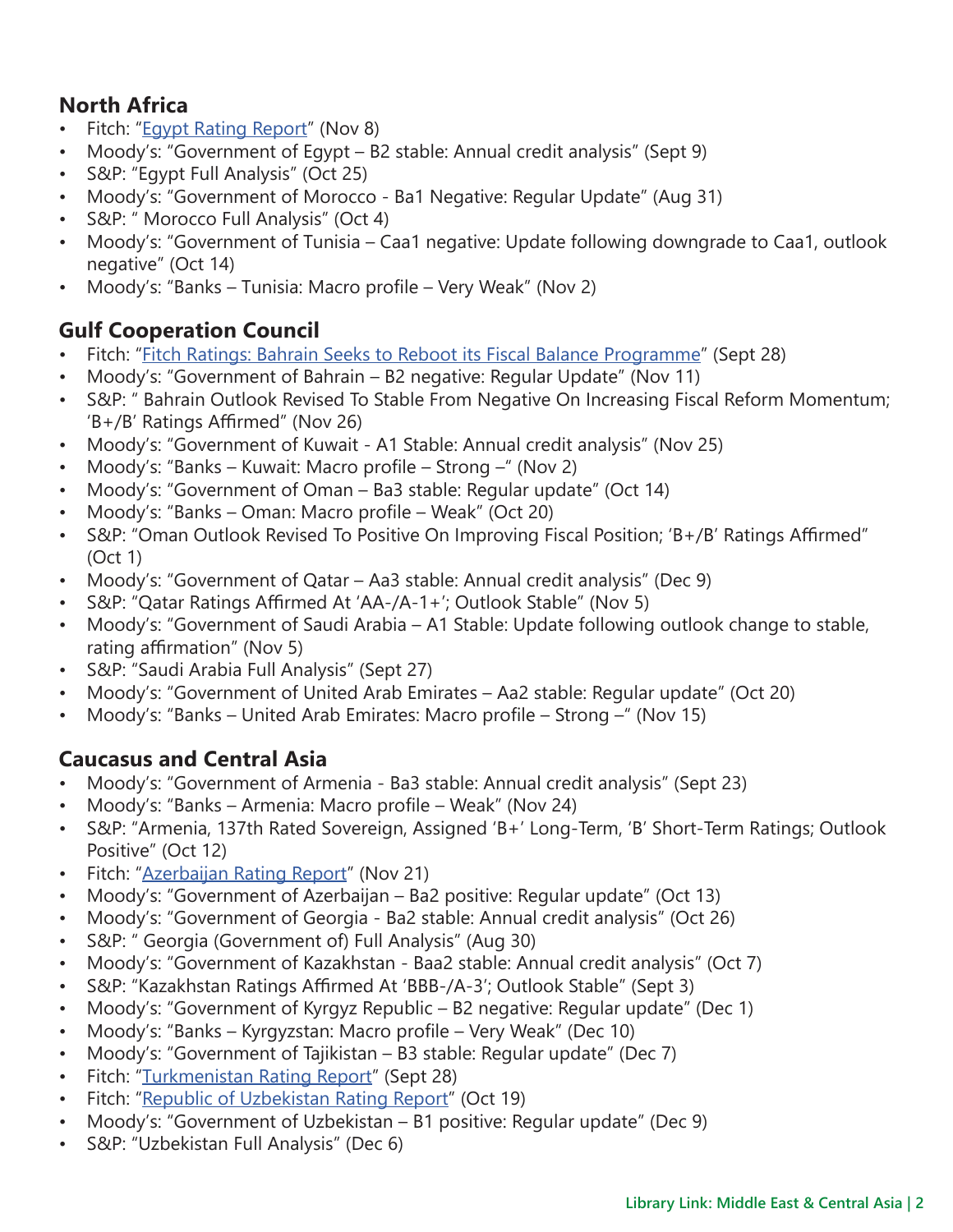## North Africa

- Fitch: "Egypt Rating Report" (Nov 8)
- Moody's: "Government of Egypt – B2 stable: Annual credit analysis" (Sept 9)
- S&P: "Egypt Full Analysis" (Oct 25)
- Moody's: "Government of Morocco - Ba1 Negative: Regular Update" (Aug 31)
- S&P: " Morocco Full Analysis" (Oct 4)
- Moody's: "Government of Tunisia – Caa1 negative: Update following downgrade to Caa1, outlook negative" (Oct 14)
- Moody's: "Banks – Tunisia: Macro profile – Very Weak" (Nov 2)

## Gulf Cooperation Council

- Fitch: "Fitch Ratings: Bahrain Seeks to Reboot its Fiscal Balance Programme" (Sept 28)
- Moody's: "Government of Bahrain – B2 negative: Regular Update" (Nov 11)
- S&P: " Bahrain Outlook Revised To Stable From Negative On Increasing Fiscal Reform Momentum; 'B+/B' Ratings Affirmed" (Nov 26)
- Moody's: "Government of Kuwait - A1 Stable: Annual credit analysis" (Nov 25)
- Moody's: "Banks – Kuwait: Macro profile – Strong –" (Nov 2)
- Moody's: "Government of Oman – Ba3 stable: Regular update" (Oct 14)
- Moody's: "Banks – Oman: Macro profile – Weak" (Oct 20)
- S&P: "Oman Outlook Revised To Positive On Improving Fiscal Position; 'B+/B' Ratings Affirmed" (Oct 1)
- Moody's: "Government of Qatar – Aa3 stable: Annual credit analysis" (Dec 9)
- S&P: "Qatar Ratings Affirmed At 'AA-/A-1+'; Outlook Stable" (Nov 5)
- Moody's: "Government of Saudi Arabia – A1 Stable: Update following outlook change to stable, rating affirmation" (Nov 5)
- S&P: "Saudi Arabia Full Analysis" (Sept 27)
- Moody's: "Government of United Arab Emirates – Aa2 stable: Regular update" (Oct 20)
- Moody's: "Banks – United Arab Emirates: Macro profile – Strong –" (Nov 15)

## Caucasus and Central Asia

- Moody's: "Government of Armenia - Ba3 stable: Annual credit analysis" (Sept 23)
- Moody's: "Banks – Armenia: Macro profile – Weak" (Nov 24)
- S&P: "Armenia, 137th Rated Sovereign, Assigned 'B+' Long-Term, 'B' Short-Term Ratings; Outlook Positive" (Oct 12)
- Fitch: "Azerbaijan Rating Report" (Nov 21)
- Moody's: "Government of Azerbaijan – Ba2 positive: Regular update" (Oct 13)
- Moody's: "Government of Georgia - Ba2 stable: Annual credit analysis" (Oct 26)
- S&P: " Georgia (Government of) Full Analysis" (Aug 30)
- Moody's: "Government of Kazakhstan - Baa2 stable: Annual credit analysis" (Oct 7)
- S&P: "Kazakhstan Ratings Affirmed At 'BBB-/A-3'; Outlook Stable" (Sept 3)
- Moody's: "Government of Kyrgyz Republic – B2 negative: Regular update" (Dec 1)
- Moody's: "Banks – Kyrgyzstan: Macro profile – Very Weak" (Dec 10)
- Moody's: "Government of Tajikistan – B3 stable: Regular update" (Dec 7)
- Fitch: "Turkmenistan Rating Report" (Sept 28)
- Fitch: "Republic of Uzbekistan Rating Report" (Oct 19)
- Moody's: "Government of Uzbekistan – B1 positive: Regular update" (Dec 9)
- S&P: "Uzbekistan Full Analysis" (Dec 6)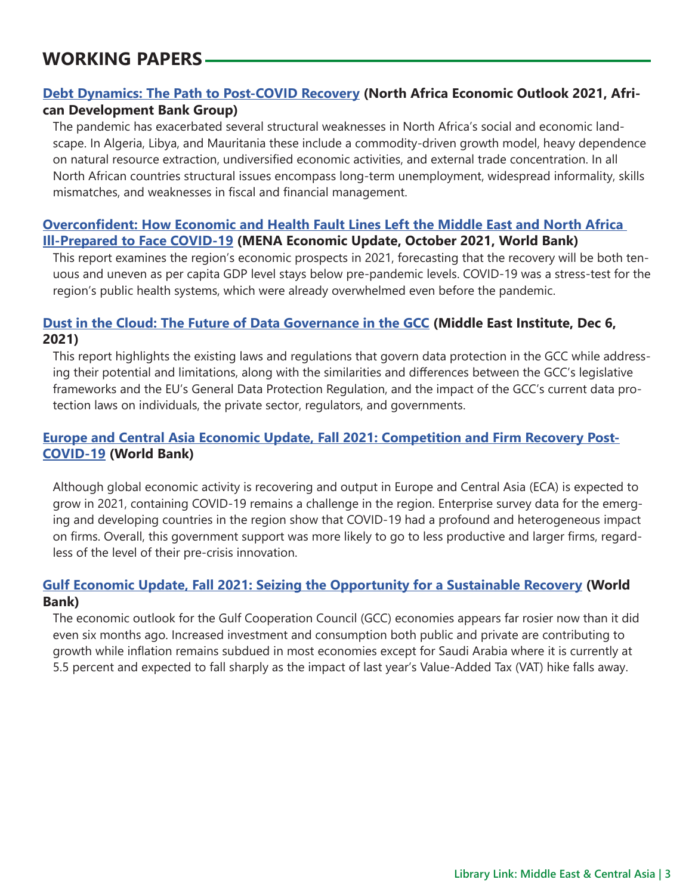## WORKING PAPERS

**Debt Dynamics: The Path to Post-COVID Recovery (North Africa Economic Outlook 2021, African Development Bank Group)**

The pandemic has exacerbated several structural weaknesses in North Africa's social and economic landscape. In Algeria, Libya, and Mauritania these include a commodity-driven growth model, heavy dependence on natural resource extraction, undiversified economic activities, and external trade concentration. In all North African countries structural issues encompass long-term unemployment, widespread informality, skills mismatches, and weaknesses in fiscal and financial management.

**Overconfident: How Economic and Health Fault Lines Left the Middle East and North Africa Ill-Prepared to Face COVID-19 (MENA Economic Update, October 2021, World Bank)**

This report examines the region's economic prospects in 2021, forecasting that the recovery will be both tenuous and uneven as per capita GDP level stays below pre-pandemic levels. COVID-19 was a stress-test for the region's public health systems, which were already overwhelmed even before the pandemic.

**Dust in the Cloud: The Future of Data Governance in the GCC (Middle East Institute, Dec 6, 2021)**

This report highlights the existing laws and regulations that govern data protection in the GCC while addressing their potential and limitations, along with the similarities and differences between the GCC's legislative frameworks and the EU's General Data Protection Regulation, and the impact of the GCC's current data protection laws on individuals, the private sector, regulators, and governments.

**Europe and Central Asia Economic Update, Fall 2021: Competition and Firm Recovery Post-COVID-19 (World Bank)**

Although global economic activity is recovering and output in Europe and Central Asia (ECA) is expected to grow in 2021, containing COVID-19 remains a challenge in the region. Enterprise survey data for the emerging and developing countries in the region show that COVID-19 had a profound and heterogeneous impact on firms. Overall, this government support was more likely to go to less productive and larger firms, regardless of the level of their pre-crisis innovation.

**Gulf Economic Update, Fall 2021: Seizing the Opportunity for a Sustainable Recovery (World Bank)**

The economic outlook for the Gulf Cooperation Council (GCC) economies appears far rosier now than it did even six months ago. Increased investment and consumption both public and private are contributing to growth while inflation remains subdued in most economies except for Saudi Arabia where it is currently at 5.5 percent and expected to fall sharply as the impact of last year's Value-Added Tax (VAT) hike falls away.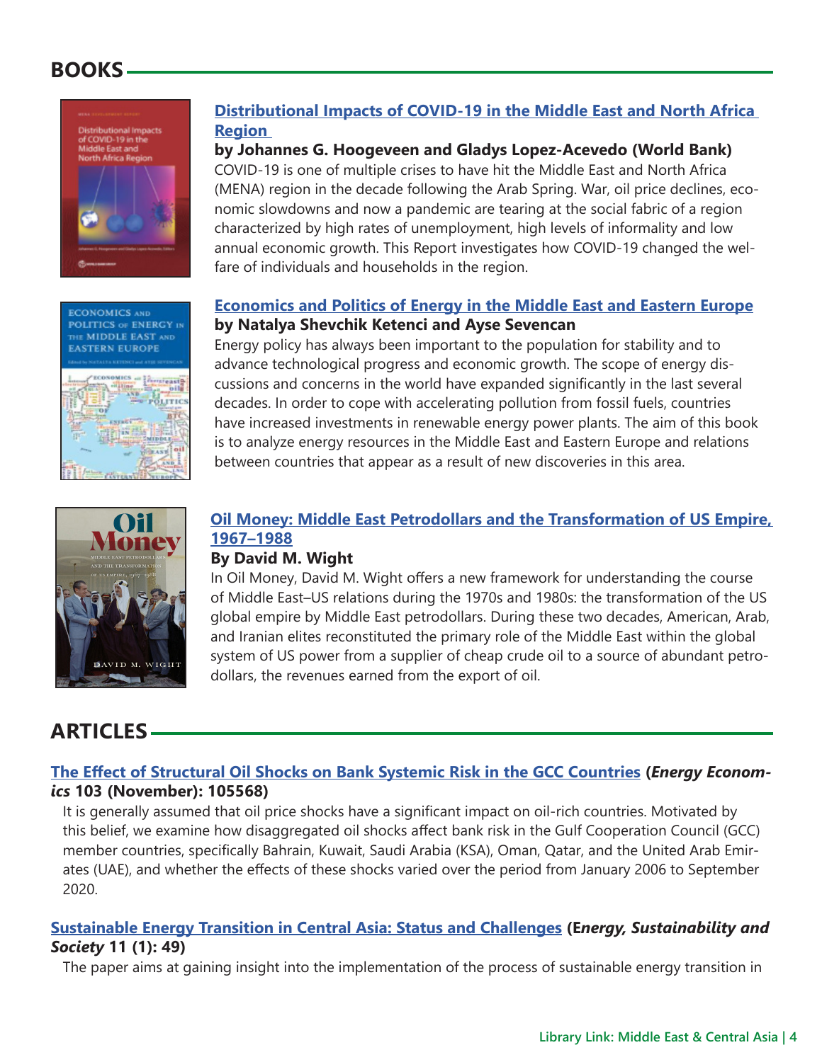## BOOKS

### Distributional Impacts of COVID-19 in the Middle East and North Africa Region

**by Johannes G. Hoogeveen and Gladys Lopez-Acevedo (World Bank)**

COVID-19 is one of multiple crises to have hit the Middle East and North Africa (MENA) region in the decade following the Arab Spring. War, oil price declines, economic slowdowns and now a pandemic are tearing at the social fabric of a region characterized by high rates of unemployment, high levels of informality and low annual economic growth. This Report investigates how COVID-19 changed the welfare of individuals and households in the region.

### Economics and Politics of Energy in the Middle East and Eastern Europe

**by Natalya Shevchik Ketenci and Ayse Sevencan**

Energy policy has always been important to the population for stability and to advance technological progress and economic growth. The scope of energy discussions and concerns in the world have expanded significantly in the last several decades. In order to cope with accelerating pollution from fossil fuels, countries have increased investments in renewable energy power plants. The aim of this book is to analyze energy resources in the Middle East and Eastern Europe and relations between countries that appear as a result of new discoveries in this area.

### Oil Money: Middle East Petrodollars and the Transformation of US Empire, 1967–1988

**By David M. Wight**

In Oil Money, David M. Wight offers a new framework for understanding the course of Middle East–US relations during the 1970s and 1980s: the transformation of the US global empire by Middle East petrodollars. During these two decades, American, Arab, and Iranian elites reconstituted the primary role of the Middle East within the global system of US power from a supplier of cheap crude oil to a source of abundant petrodollars, the revenues earned from the export of oil.

## ARTICLES

**The Effect of Structural Oil Shocks on Bank Systemic Risk in the GCC Countries (*Energy Economics* 103 (November): 105568)**

It is generally assumed that oil price shocks have a significant impact on oil-rich countries. Motivated by this belief, we examine how disaggregated oil shocks affect bank risk in the Gulf Cooperation Council (GCC) member countries, specifically Bahrain, Kuwait, Saudi Arabia (KSA), Oman, Qatar, and the United Arab Emirates (UAE), and whether the effects of these shocks varied over the period from January 2006 to September 2020.

**Sustainable Energy Transition in Central Asia: Status and Challenges (E*nergy, Sustainability and Society* 11 (1): 49)**

The paper aims at gaining insight into the implementation of the process of sustainable energy transition in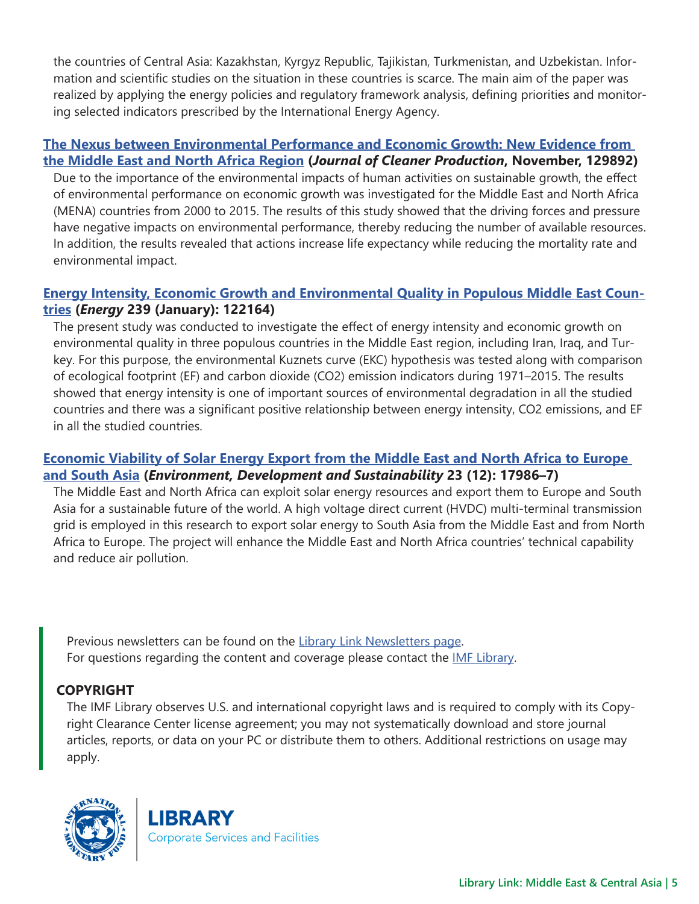the countries of Central Asia: Kazakhstan, Kyrgyz Republic, Tajikistan, Turkmenistan, and Uzbekistan. Information and scientific studies on the situation in these countries is scarce. The main aim of the paper was realized by applying the energy policies and regulatory framework analysis, defining priorities and monitoring selected indicators prescribed by the International Energy Agency.

**The Nexus between Environmental Performance and Economic Growth: New Evidence from the Middle East and North Africa Region (*Journal of Cleaner Production*, November, 129892)**

Due to the importance of the environmental impacts of human activities on sustainable growth, the effect of environmental performance on economic growth was investigated for the Middle East and North Africa (MENA) countries from 2000 to 2015. The results of this study showed that the driving forces and pressure have negative impacts on environmental performance, thereby reducing the number of available resources. In addition, the results revealed that actions increase life expectancy while reducing the mortality rate and environmental impact.

**Energy Intensity, Economic Growth and Environmental Quality in Populous Middle East Countries (*Energy* 239 (January): 122164)**

The present study was conducted to investigate the effect of energy intensity and economic growth on environmental quality in three populous countries in the Middle East region, including Iran, Iraq, and Turkey. For this purpose, the environmental Kuznets curve (EKC) hypothesis was tested along with comparison of ecological footprint (EF) and carbon dioxide ($CO_2$) emission indicators during 1971–2015. The results showed that energy intensity is one of important sources of environmental degradation in all the studied countries and there was a significant positive relationship between energy intensity, $CO_2$ emissions, and EF in all the studied countries.

**Economic Viability of Solar Energy Export from the Middle East and North Africa to Europe and South Asia (*Environment, Development and Sustainability* 23 (12): 17986–7)**

The Middle East and North Africa can exploit solar energy resources and export them to Europe and South Asia for a sustainable future of the world. A high voltage direct current (HVDC) multi-terminal transmission grid is employed in this research to export solar energy to South Asia from the Middle East and from North Africa to Europe. The project will enhance the Middle East and North Africa countries' technical capability and reduce air pollution.

Previous newsletters can be found on the Library Link Newsletters page.
For questions regarding the content and coverage please contact the IMF Library.

## COPYRIGHT

The IMF Library observes U.S. and international copyright laws and is required to comply with its Copyright Clearance Center license agreement; you may not systematically download and store journal articles, reports, or data on your PC or distribute them to others. Additional restrictions on usage may apply.

LIBRARY
Corporate Services and Facilities